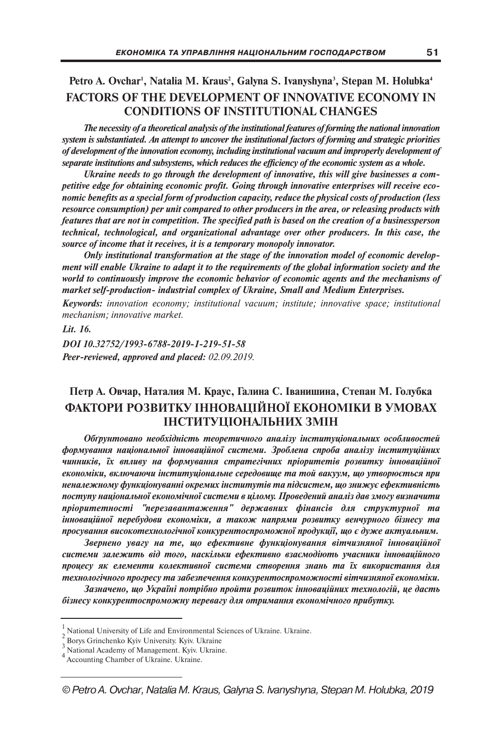Petro A. Ovchar[1], Natalia M. Kraus[2], Galyna S. Ivanyshyna[3], Stepan M. Holubka[4]

# FACTORS OF THE DEVELOPMENT OF INNOVATIVE ECONOMY IN CONDITIONS OF INSTITUTIONAL CHANGES

***The necessity of a theoretical analysis of the institutional features of forming the national innovation system is substantiated. An attempt to uncover the institutional factors of forming and strategic priorities of development of the innovation economy, including institutional vacuum and improperly development of separate institutions and subsystems, which reduces the efficiency of the economic system as a whole.***

***Ukraine needs to go through the development of innovative, this will give businesses a competitive edge for obtaining economic profit. Going through innovative enterprises will receive economic benefits as a special form of production capacity, reduce the physical costs of production (less resource consumption) per unit compared to other producers in the area, or releasing products with features that are not in competition. The specified path is based on the creation of a businessperson technical, technological, and organizational advantage over other producers. In this case, the source of income that it receives, it is a temporary monopoly innovator.***

***Only institutional transformation at the stage of the innovation model of economic development will enable Ukraine to adapt it to the requirements of the global information society and the world to continuously improve the economic behavior of economic agents and the mechanisms of market self-production- industrial complex of Ukraine, Small and Medium Enterprises.***

***Keywords:*** *innovation economy; institutional vacuum; institute; innovative space; institutional mechanism; innovative market.*

***Lit. 16.***

***DOI 10.32752/1993-6788-2019-1-219-51-58***

***Peer-reviewed, approved and placed:*** *02.09.2019.*

Петр А. Овчар, Наталия М. Краус, Галина С. Іванишина, Степан М. Голубка

# ФАКТОРИ РОЗВИТКУ ІННОВАЦІЙНОЇ ЕКОНОМІКИ В УМОВАХ ІНСТИТУЦІОНАЛЬНИХ ЗМІН

***Обґрунтовано необхідність теоретичного аналізу інституціональних особливостей формування національної інноваційної системи. Зроблена спроба аналізу інституційних чинників, їх вплив на формування стратегічних пріоритетів розвитку інноваційної економіки, включаючи інституціональне середовище та той вакуум, що утворюється при неналежному функціонуванні окремих інститутів та підсистем, що знижує ефективність поступу національної економічної системи в цілому. Проведений аналіз дав змогу визначити пріоритетності "перезавантаження" державних фінансів для структурної та інноваційної перебудови економіки, а також напрями розвитку венчурного бізнесу та просування високотехнологічної конкурентоспроможної продукції, що є дуже актуальним.***

***Звернено увагу на те, що ефективне функціонування вітчизняної інноваційної системи залежить від того, наскільки ефективно взаємодіють учасники інноваційного процесу як елементи колективної системи створення знань та їх використання для технологічного прогресу та забезпечення конкурентоспроможності вітчизняної економіки.***

***Зазначено, що Україні потрібно пройти розвиток інноваційних технологій, це дасть бізнесу конкурентоспроможну перевагу для отримання економічного прибутку.***

---

[1] National University of Life and Environmental Sciences of Ukraine. Ukraine.
[2] Borys Grinchenko Kyiv University. Kyiv. Ukraine
[3] National Academy of Management. Kyiv. Ukraine.
[4] Accounting Chamber of Ukraine. Ukraine.

---

*© Petro A. Ovchar, Natalia M. Kraus, Galyna S. Ivanyshyna, Stepan M. Holubka, 2019*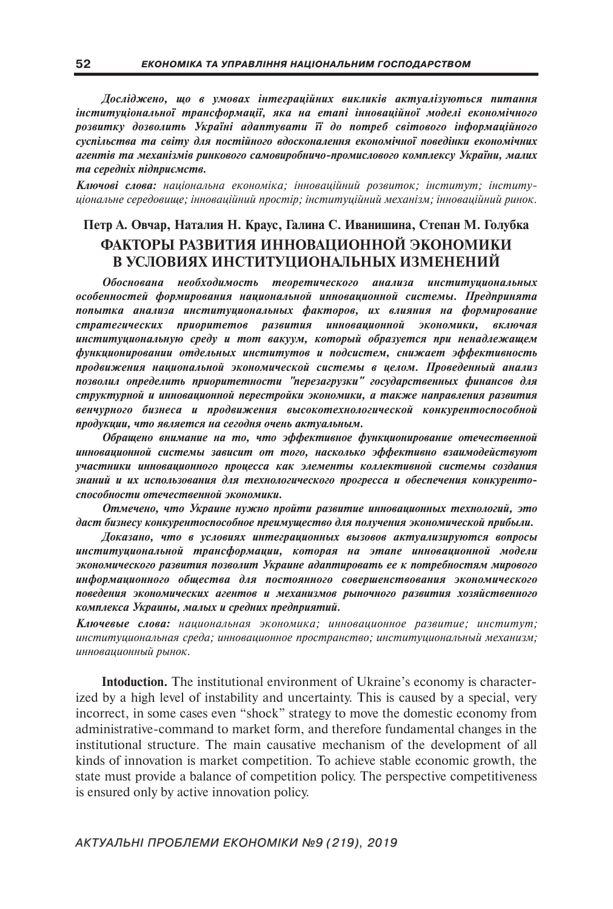***Досліджено, що в умовах інтеграційних викликів актуалізуються питання інституціональної трансформації, яка на етапі інноваційної моделі економічного розвитку дозволить Україні адаптувати її до потреб світового інформаційного суспільства та світу для постійного вдосконалення економічної поведінки економічних агентів та механізмів ринкового самовиробничо-промислового комплексу України, малих та середніх підприємств.***

***Ключові слова:*** *національна економіка; інноваційний розвиток; інститут; інституціональне середовище; інноваційний простір; інституційний механізм; інноваційний ринок.*

**Петр А. Овчар, Наталия Н. Краус, Галина С. Иванишина, Степан М. Голубка**

## ФАКТОРЫ РАЗВИТИЯ ИННОВАЦИОННОЙ ЭКОНОМИКИ В УСЛОВИЯХ ИНСТИТУЦИОНАЛЬНЫХ ИЗМЕНЕНИЙ

***Обоснована необходимость теоретического анализа институциональных особенностей формирования национальной инновационной системы. Предпринята попытка анализа институциональных факторов, их влияния на формирование стратегических приоритетов развития инновационной экономики, включая институциональную среду и тот вакуум, который образуется при ненадлежащем функционировании отдельных институтов и подсистем, снижает эффективность продвижения национальной экономической системы в целом. Проведенный анализ позволил определить приоритетности "перезагрузки" государственных финансов для структурной и инновационной перестройки экономики, а также направления развития венчурного бизнеса и продвижения высокотехнологической конкурентоспособной продукции, что является на сегодня очень актуальным.***

***Обращено внимание на то, что эффективное функционирование отечественной инновационной системы зависит от того, насколько эффективно взаимодействуют участники инновационного процесса как элементы коллективной системы создания знаний и их использования для технологического прогресса и обеспечения конкурентоспособности отечественной экономики.***

***Отмечено, что Украине нужно пройти развитие инновационных технологий, это даст бизнесу конкурентоспособное преимущество для получения экономической прибыли.***

***Доказано, что в условиях интеграционных вызовов актуализируются вопросы институциональной трансформации, которая на этапе инновационной модели экономического развития позволит Украине адаптировать ее к потребностям мирового информационного общества для постоянного совершенствования экономического поведения экономических агентов и механизмов рыночного развития хозяйственного комплекса Украины, малых и средних предприятий.***

***Ключевые слова:*** *национальная экономика; инновационное развитие; институт; институциональная среда; инновационное пространство; институциональный механизм; инновационный рынок.*

**Intoduction.** The institutional environment of Ukraine's economy is characterized by a high level of instability and uncertainty. This is caused by a special, very incorrect, in some cases even "shock" strategy to move the domestic economy from administrative-command to market form, and therefore fundamental changes in the institutional structure. The main causative mechanism of the development of all kinds of innovation is market competition. To achieve stable economic growth, the state must provide a balance of competition policy. The perspective competitiveness is ensured only by active innovation policy.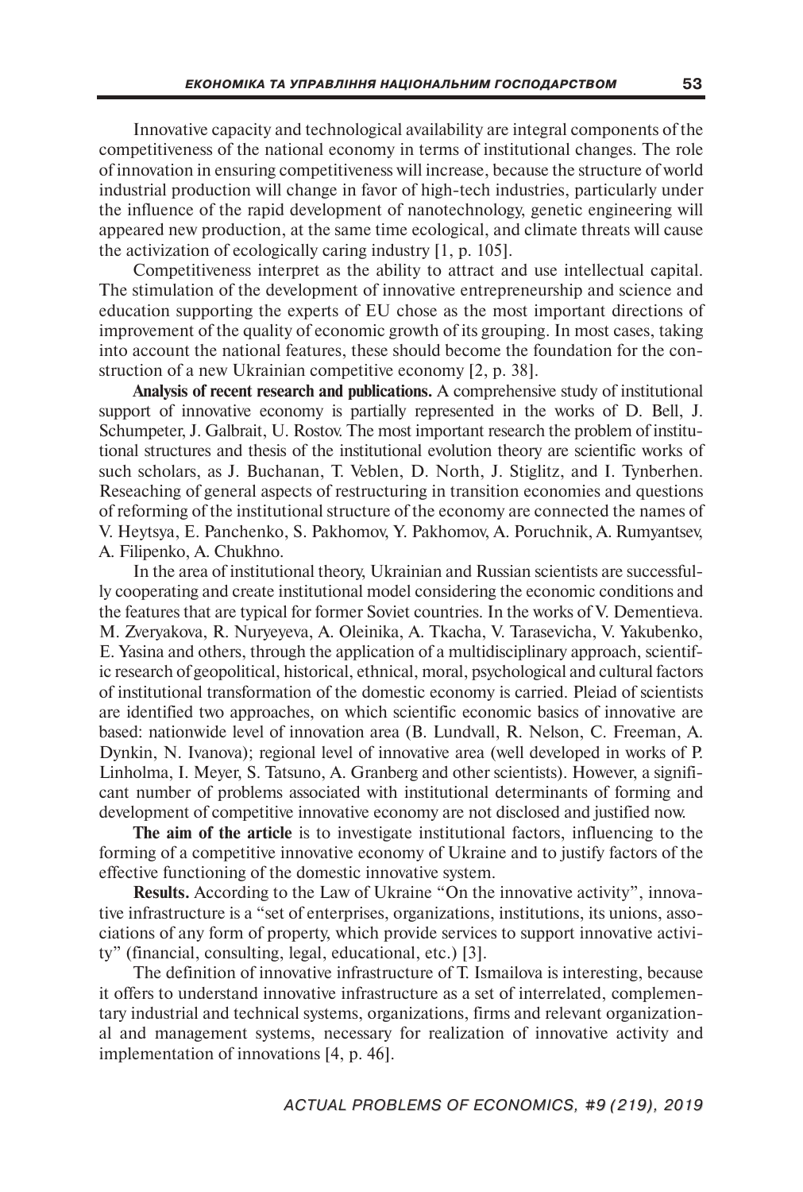Innovative capacity and technological availability are integral components of the competitiveness of the national economy in terms of institutional changes. The role of innovation in ensuring competitiveness will increase, because the structure of world industrial production will change in favor of high-tech industries, particularly under the influence of the rapid development of nanotechnology, genetic engineering will appeared new production, at the same time ecological, and climate threats will cause the activization of ecologically caring industry [1, p. 105].

Competitiveness interpret as the ability to attract and use intellectual capital. The stimulation of the development of innovative entrepreneurship and science and education supporting the experts of EU chose as the most important directions of improvement of the quality of economic growth of its grouping. In most cases, taking into account the national features, these should become the foundation for the construction of a new Ukrainian competitive economy [2, p. 38].

**Analysis of recent research and publications.** A comprehensive study of institutional support of innovative economy is partially represented in the works of D. Bell, J. Schumpeter, J. Galbrait, U. Rostov. The most important research the problem of institutional structures and thesis of the institutional evolution theory are scientific works of such scholars, as J. Buchanan, T. Veblen, D. North, J. Stiglitz, and I. Tynberhen. Reseaching of general aspects of restructuring in transition economies and questions of reforming of the institutional structure of the economy are connected the names of V. Heytsya, E. Panchenko, S. Pakhomov, Y. Pakhomov, A. Poruchnik, A. Rumyantsev, A. Filipenko, A. Chukhno.

In the area of institutional theory, Ukrainian and Russian scientists are successfully cooperating and create institutional model considering the economic conditions and the features that are typical for former Soviet countries. In the works of V. Dementieva. M. Zveryakova, R. Nuryeyeva, A. Oleinika, A. Tkacha, V. Tarasevicha, V. Yakubenko, E. Yasina and others, through the application of a multidisciplinary approach, scientific research of geopolitical, historical, ethnical, moral, psychological and cultural factors of institutional transformation of the domestic economy is carried. Pleiad of scientists are identified two approaches, on which scientific economic basics of innovative are based: nationwide level of innovation area (B. Lundvall, R. Nelson, C. Freeman, A. Dynkin, N. Ivanova); regional level of innovative area (well developed in works of P. Linholma, I. Meyer, S. Tatsuno, A. Granberg and other scientists). However, a significant number of problems associated with institutional determinants of forming and development of competitive innovative economy are not disclosed and justified now.

**The aim of the article** is to investigate institutional factors, influencing to the forming of a competitive innovative economy of Ukraine and to justify factors of the effective functioning of the domestic innovative system.

**Results.** According to the Law of Ukraine "On the innovative activity", innovative infrastructure is a "set of enterprises, organizations, institutions, its unions, associations of any form of property, which provide services to support innovative activity" (financial, consulting, legal, educational, etc.) [3].

The definition of innovative infrastructure of T. Ismailova is interesting, because it offers to understand innovative infrastructure as a set of interrelated, complementary industrial and technical systems, organizations, firms and relevant organizational and management systems, necessary for realization of innovative activity and implementation of innovations [4, p. 46].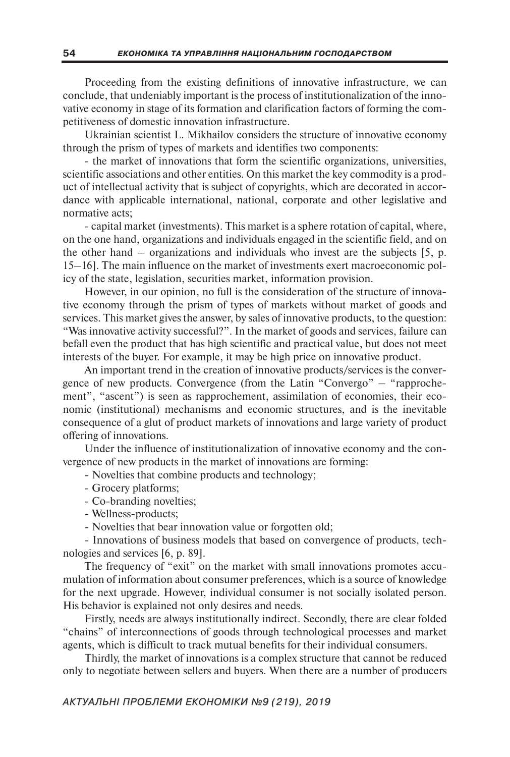Proceeding from the existing definitions of innovative infrastructure, we can conclude, that undeniably important is the process of institutionalization of the innovative economy in stage of its formation and clarification factors of forming the competitiveness of domestic innovation infrastructure.

Ukrainian scientist L. Mikhailov considers the structure of innovative economy through the prism of types of markets and identifies two components:

- the market of innovations that form the scientific organizations, universities, scientific associations and other entities. On this market the key commodity is a product of intellectual activity that is subject of copyrights, which are decorated in accordance with applicable international, national, corporate and other legislative and normative acts;

- capital market (investments). This market is a sphere rotation of capital, where, on the one hand, organizations and individuals engaged in the scientific field, and on the other hand – organizations and individuals who invest are the subjects [5, p. 15–16]. The main influence on the market of investments exert macroeconomic policy of the state, legislation, securities market, information provision.

However, in our opinion, no full is the consideration of the structure of innovative economy through the prism of types of markets without market of goods and services. This market gives the answer, by sales of innovative products, to the question: "Was innovative activity successful?". In the market of goods and services, failure can befall even the product that has high scientific and practical value, but does not meet interests of the buyer. For example, it may be high price on innovative product.

An important trend in the creation of innovative products/services is the convergence of new products. Convergence (from the Latin "Convergo" – "rapprochement", "ascent") is seen as rapprochement, assimilation of economies, their economic (institutional) mechanisms and economic structures, and is the inevitable consequence of a glut of product markets of innovations and large variety of product offering of innovations.

Under the influence of institutionalization of innovative economy and the convergence of new products in the market of innovations are forming:

- Novelties that combine products and technology;
- Grocery platforms;
- Co-branding novelties;
- Wellness-products;
- Novelties that bear innovation value or forgotten old;
- Innovations of business models that based on convergence of products, technologies and services [6, p. 89].

The frequency of "exit" on the market with small innovations promotes accumulation of information about consumer preferences, which is a source of knowledge for the next upgrade. However, individual consumer is not socially isolated person. His behavior is explained not only desires and needs.

Firstly, needs are always institutionally indirect. Secondly, there are clear folded "chains" of interconnections of goods through technological processes and market agents, which is difficult to track mutual benefits for their individual consumers.

Thirdly, the market of innovations is a complex structure that cannot be reduced only to negotiate between sellers and buyers. When there are a number of producers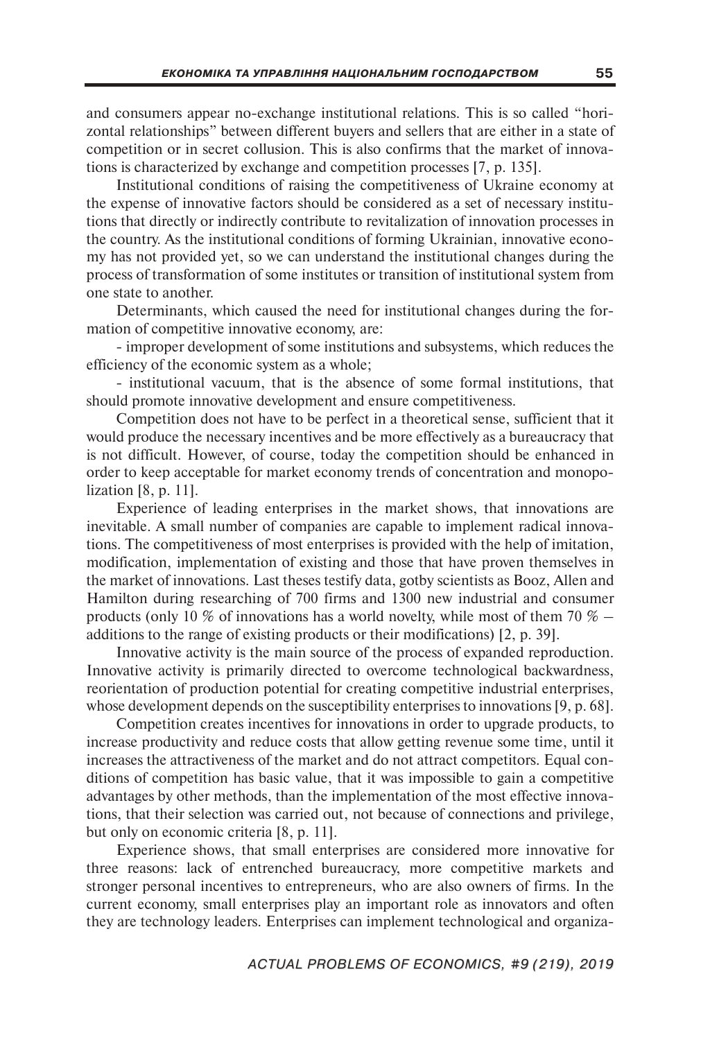and consumers appear no-exchange institutional relations. This is so called "horizontal relationships" between different buyers and sellers that are either in a state of competition or in secret collusion. This is also confirms that the market of innovations is characterized by exchange and competition processes [7, p. 135].

Institutional conditions of raising the competitiveness of Ukraine economy at the expense of innovative factors should be considered as a set of necessary institutions that directly or indirectly contribute to revitalization of innovation processes in the country. As the institutional conditions of forming Ukrainian, innovative economy has not provided yet, so we can understand the institutional changes during the process of transformation of some institutes or transition of institutional system from one state to another.

Determinants, which caused the need for institutional changes during the formation of competitive innovative economy, are:

- improper development of some institutions and subsystems, which reduces the efficiency of the economic system as a whole;
- institutional vacuum, that is the absence of some formal institutions, that should promote innovative development and ensure competitiveness.

Competition does not have to be perfect in a theoretical sense, sufficient that it would produce the necessary incentives and be more effectively as a bureaucracy that is not difficult. However, of course, today the competition should be enhanced in order to keep acceptable for market economy trends of concentration and monopolization [8, p. 11].

Experience of leading enterprises in the market shows, that innovations are inevitable. A small number of companies are capable to implement radical innovations. The competitiveness of most enterprises is provided with the help of imitation, modification, implementation of existing and those that have proven themselves in the market of innovations. Last theses testify data, gotby scientists as Booz, Allen and Hamilton during researching of 700 firms and 1300 new industrial and consumer products (only 10 % of innovations has a world novelty, while most of them 70 % – additions to the range of existing products or their modifications) [2, p. 39].

Innovative activity is the main source of the process of expanded reproduction. Innovative activity is primarily directed to overcome technological backwardness, reorientation of production potential for creating competitive industrial enterprises, whose development depends on the susceptibility enterprises to innovations [9, p. 68].

Competition creates incentives for innovations in order to upgrade products, to increase productivity and reduce costs that allow getting revenue some time, until it increases the attractiveness of the market and do not attract competitors. Equal conditions of competition has basic value, that it was impossible to gain a competitive advantages by other methods, than the implementation of the most effective innovations, that their selection was carried out, not because of connections and privilege, but only on economic criteria [8, p. 11].

Experience shows, that small enterprises are considered more innovative for three reasons: lack of entrenched bureaucracy, more competitive markets and stronger personal incentives to entrepreneurs, who are also owners of firms. In the current economy, small enterprises play an important role as innovators and often they are technology leaders. Enterprises can implement technological and organiza-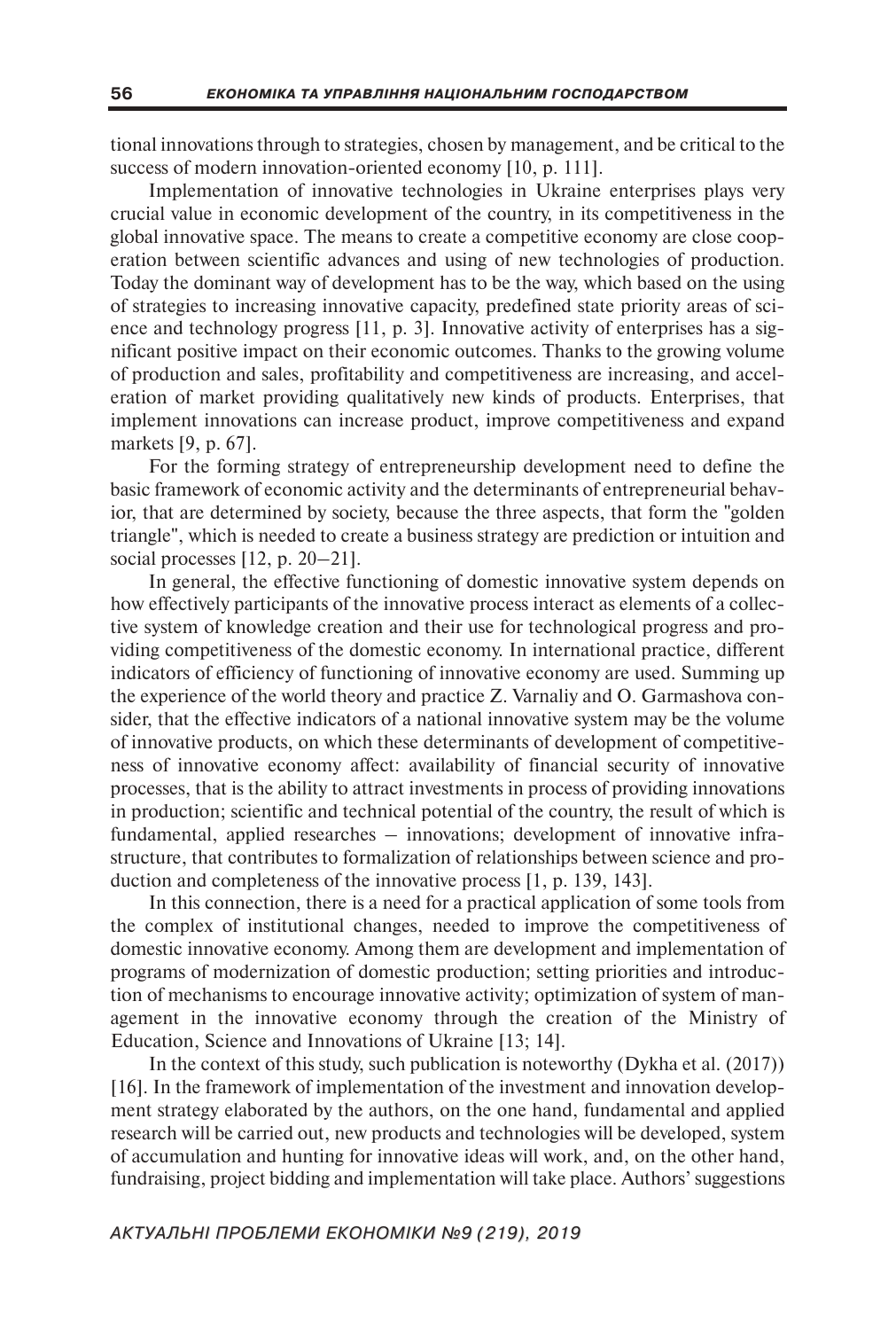tional innovations through to strategies, chosen by management, and be critical to the success of modern innovation-oriented economy [10, p. 111].

Implementation of innovative technologies in Ukraine enterprises plays very crucial value in economic development of the country, in its competitiveness in the global innovative space. The means to create a competitive economy are close cooperation between scientific advances and using of new technologies of production. Today the dominant way of development has to be the way, which based on the using of strategies to increasing innovative capacity, predefined state priority areas of science and technology progress [11, p. 3]. Innovative activity of enterprises has a significant positive impact on their economic outcomes. Thanks to the growing volume of production and sales, profitability and competitiveness are increasing, and acceleration of market providing qualitatively new kinds of products. Enterprises, that implement innovations can increase product, improve competitiveness and expand markets [9, p. 67].

For the forming strategy of entrepreneurship development need to define the basic framework of economic activity and the determinants of entrepreneurial behavior, that are determined by society, because the three aspects, that form the "golden triangle", which is needed to create a business strategy are prediction or intuition and social processes [12, p. 20–21].

In general, the effective functioning of domestic innovative system depends on how effectively participants of the innovative process interact as elements of a collective system of knowledge creation and their use for technological progress and providing competitiveness of the domestic economy. In international practice, different indicators of efficiency of functioning of innovative economy are used. Summing up the experience of the world theory and practice Z. Varnaliy and O. Garmashova consider, that the effective indicators of a national innovative system may be the volume of innovative products, on which these determinants of development of competitiveness of innovative economy affect: availability of financial security of innovative processes, that is the ability to attract investments in process of providing innovations in production; scientific and technical potential of the country, the result of which is fundamental, applied researches – innovations; development of innovative infrastructure, that contributes to formalization of relationships between science and production and completeness of the innovative process [1, p. 139, 143].

In this connection, there is a need for a practical application of some tools from the complex of institutional changes, needed to improve the competitiveness of domestic innovative economy. Among them are development and implementation of programs of modernization of domestic production; setting priorities and introduction of mechanisms to encourage innovative activity; optimization of system of management in the innovative economy through the creation of the Ministry of Education, Science and Innovations of Ukraine [13; 14].

In the context of this study, such publication is noteworthy (Dykha et al. (2017)) [16]. In the framework of implementation of the investment and innovation development strategy elaborated by the authors, on the one hand, fundamental and applied research will be carried out, new products and technologies will be developed, system of accumulation and hunting for innovative ideas will work, and, on the other hand, fundraising, project bidding and implementation will take place. Authors' suggestions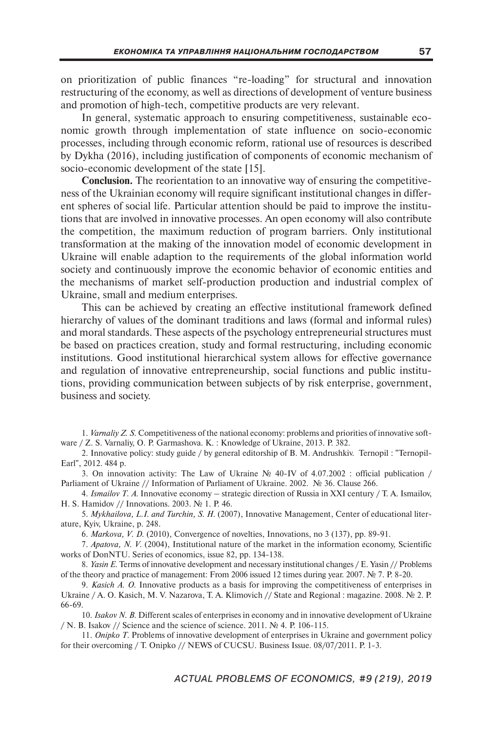on prioritization of public finances "re-loading" for structural and innovation restructuring of the economy, as well as directions of development of venture business and promotion of high-tech, competitive products are very relevant.

In general, systematic approach to ensuring competitiveness, sustainable economic growth through implementation of state influence on socio-economic processes, including through economic reform, rational use of resources is described by Dykha (2016), including justification of components of economic mechanism of socio-economic development of the state [15].

**Conclusion.** The reorientation to an innovative way of ensuring the competitiveness of the Ukrainian economy will require significant institutional changes in different spheres of social life. Particular attention should be paid to improve the institutions that are involved in innovative processes. An open economy will also contribute the competition, the maximum reduction of program barriers. Only institutional transformation at the making of the innovation model of economic development in Ukraine will enable adaption to the requirements of the global information world society and continuously improve the economic behavior of economic entities and the mechanisms of market self-production production and industrial complex of Ukraine, small and medium enterprises.

This can be achieved by creating an effective institutional framework defined hierarchy of values of the dominant traditions and laws (formal and informal rules) and moral standards. These aspects of the psychology entrepreneurial structures must be based on practices creation, study and formal restructuring, including economic institutions. Good institutional hierarchical system allows for effective governance and regulation of innovative entrepreneurship, social functions and public institutions, providing communication between subjects of by risk enterprise, government, business and society.

1. *Varnaliy Z. S.* Competitiveness of the national economy: problems and priorities of innovative software / Z. S. Varnaliy, O. P. Garmashova. K. : Knowledge of Ukraine, 2013. P. 382.

2. Innovative policy: study guide / by general editorship of B. M. Andrushkiv. Ternopil : "Ternopil-Earl", 2012. 484 p.

3. On innovation activity: The Law of Ukraine № 40-IV of 4.07.2002 : official publication / Parliament of Ukraine // Information of Parliament of Ukraine. 2002. № 36. Clause 266.

4. *Ismailov T. A.* Innovative economy – strategic direction of Russia in XXI century / T. A. Ismailov, H. S. Hamidov // Innovations. 2003. № 1. P. 46.

5. *Mykhailova, L.I. and Turchin, S. H.* (2007), Innovative Management, Center of educational literature, Kyiv, Ukraine, p. 248.

6. *Markova, V. D.* (2010), Convergence of novelties, Innovations, no 3 (137), pp. 89-91.

7. *Apatova, N. V.* (2004), Institutional nature of the market in the information economy, Scientific works of DonNTU. Series of economics, issue 82, pp. 134-138.

8. *Yasin E.* Terms of innovative development and necessary institutional changes / E. Yasin // Problems of the theory and practice of management: From 2006 issued 12 times during year. 2007. № 7. P. 8-20.

9. *Kasich A. O.* Innovative products as a basis for improving the competitiveness of enterprises in Ukraine / A. O. Kasich, M. V. Nazarova, T. A. Klimovich // State and Regional : magazine. 2008. № 2. P. 66-69.

10. *Isakov N. B.* Different scales of enterprises in economy and in innovative development of Ukraine / N. B. Isakov // Science and the science of science. 2011. № 4. P. 106-115.

11. *Onipko T.* Problems of innovative development of enterprises in Ukraine and government policy for their overcoming / T. Onipko // NEWS of CUCSU. Business Issue. 08/07/2011. P. 1-3.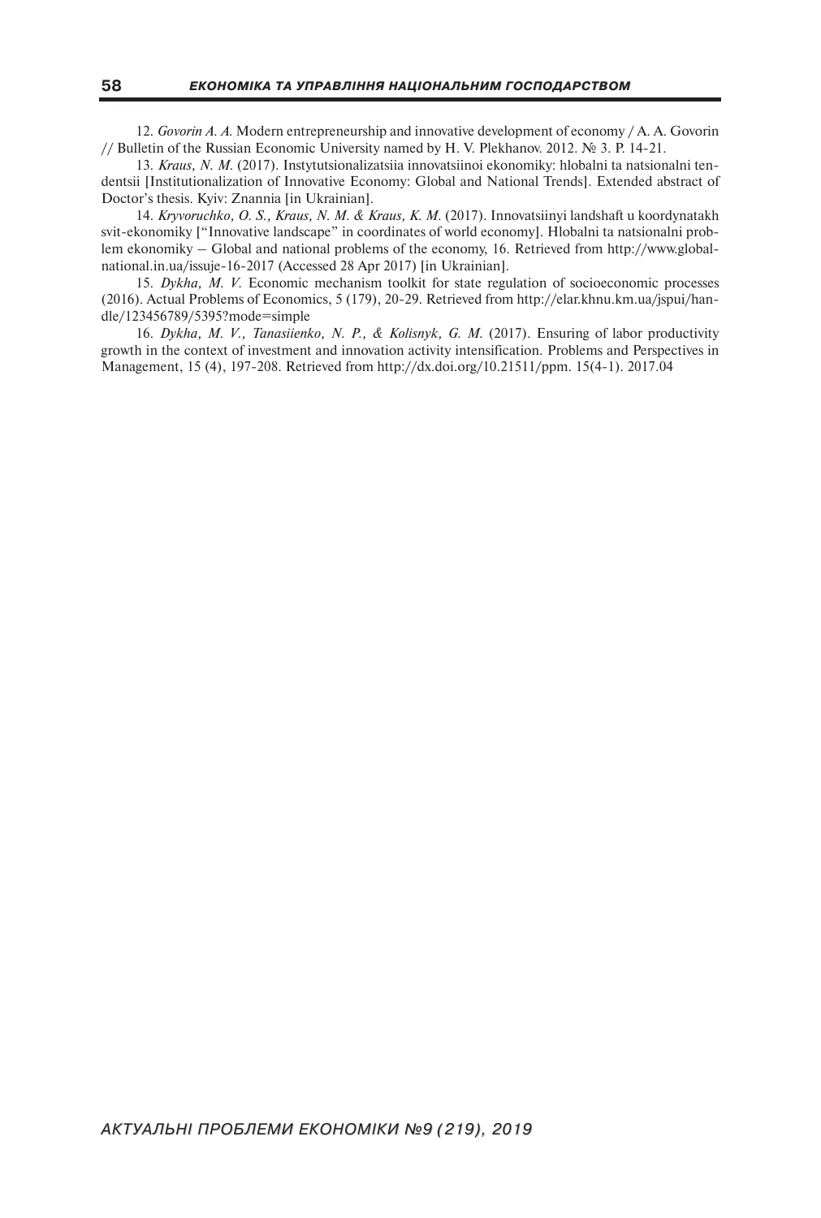12. *Govorin A. A.* Modern entrepreneurship and innovative development of economy / A. A. Govorin // Bulletin of the Russian Economic University named by H. V. Plekhanov. 2012. № 3. P. 14-21.

13. *Kraus, N. M.* (2017). Instytutsionalizatsiia innovatsiinoi ekonomiky: hlobalni ta natsionalni tendentsii [Institutionalization of Innovative Economy: Global and National Trends]. Extended abstract of Doctor's thesis. Kyiv: Znannia [in Ukrainian].

14. *Kryvoruchko, O. S., Kraus, N. M. & Kraus, K. M.* (2017). Innovatsiinyi landshaft u koordynatakh svit-ekonomiky ["Innovative landscape" in coordinates of world economy]. Hlobalni ta natsionalni problem ekonomiky – Global and national problems of the economy, 16. Retrieved from http://www.global-national.in.ua/issuje-16-2017 (Accessed 28 Apr 2017) [in Ukrainian].

15. *Dykha, M. V.* Economic mechanism toolkit for state regulation of socioeconomic processes (2016). Actual Problems of Economics, 5 (179), 20-29. Retrieved from http://elar.khnu.km.ua/jspui/handle/123456789/5395?mode=simple

16. *Dykha, M. V., Tanasiienko, N. P., & Kolisnyk, G. M.* (2017). Ensuring of labor productivity growth in the context of investment and innovation activity intensification. Problems and Perspectives in Management, 15 (4), 197-208. Retrieved from http://dx.doi.org/10.21511/ppm. 15(4-1). 2017.04